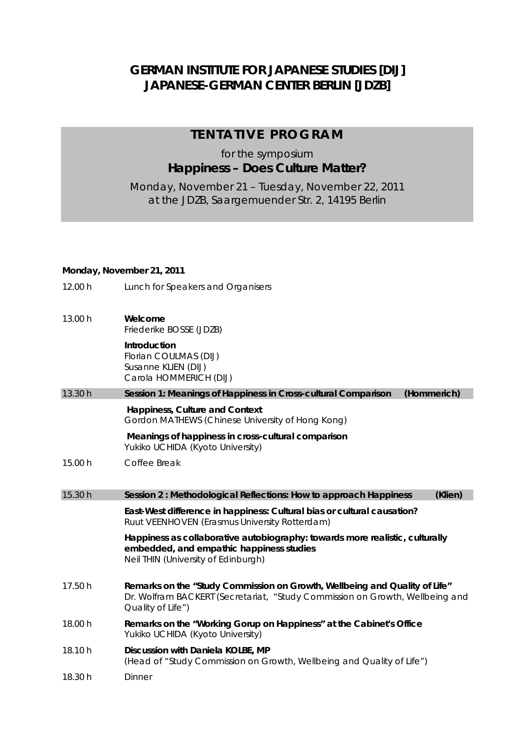# GERMAN INSTITUTE FOR JAPANESE STUDIES [DIJ]
# JAPANESE-GERMAN CENTER BERLIN [JDZB]

## TENTATIVE PROGRAM

for the symposium

**Happiness – Does Culture Matter?**

Monday, November 21 – Tuesday, November 22, 2011
at the JDZB, Saargemuender Str. 2, 14195 Berlin

**Monday, November 21, 2011**

12.00 h — Lunch for Speakers and Organisers

13.00 h — **Welcome**
Friederike BOSSE (JDZB)

**Introduction**
Florian COULMAS (DIJ)
Susanne KLIEN (DIJ)
Carola HOMMERICH (DIJ)

13.30 h — **Session 1: Meanings of Happiness in Cross-cultural Comparison (Hommerich)**

**Happiness, Culture and Context**
Gordon MATHEWS (Chinese University of Hong Kong)

**Meanings of happiness in cross-cultural comparison**
Yukiko UCHIDA (Kyoto University)

15.00 h — Coffee Break

15.30 h — **Session 2 : Methodological Reflections: How to approach Happiness (Klien)**

**East-West difference in happiness: Cultural bias or cultural causation?**
Ruut VEENHOVEN (Erasmus University Rotterdam)

**Happiness as collaborative autobiography: towards more realistic, culturally embedded, and empathic happiness studies**
Neil THIN (University of Edinburgh)

17.50 h — **Remarks on the "Study Commission on Growth, Wellbeing and Quality of Life"**
Dr. Wolfram BACKERT (Secretariat, "Study Commission on Growth, Wellbeing and Quality of Life")

18.00 h — **Remarks on the "Working Gorup on Happiness" at the Cabinet's Office**
Yukiko UCHIDA (Kyoto University)

18.10 h — **Discussion with Daniela KOLBE, MP**
(Head of "Study Commission on Growth, Wellbeing and Quality of Life")

18.30 h — Dinner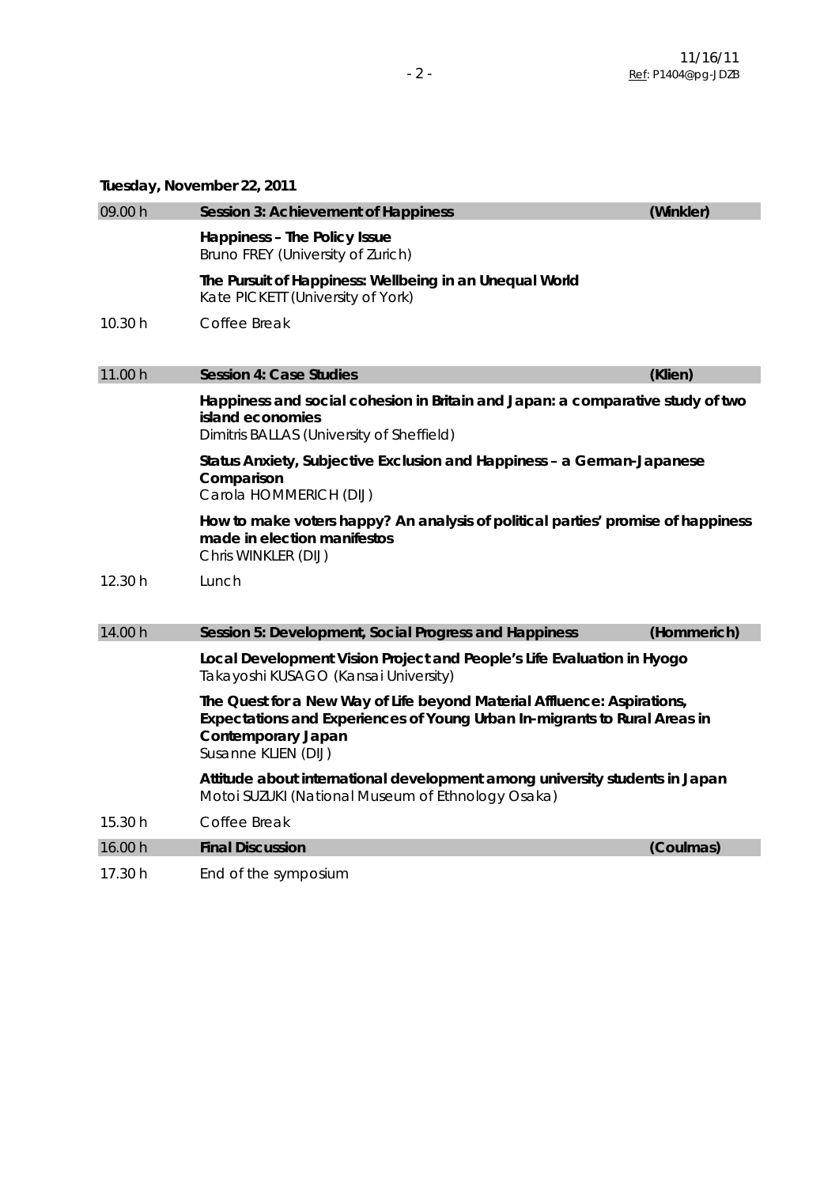**Tuesday, November 22, 2011**

| | | |
|---|---|---|
| 09.00 h | **Session 3: Achievement of Happiness** | **(Winkler)** |
| | **Happiness – The Policy Issue**<br>Bruno FREY (University of Zurich) | |
| | **The Pursuit of Happiness: Wellbeing in an Unequal World**<br>Kate PICKETT (University of York) | |
| 10.30 h | Coffee Break | |
| 11.00 h | **Session 4: Case Studies** | **(Klien)** |
| | **Happiness and social cohesion in Britain and Japan: a comparative study of two island economies**<br>Dimitris BALLAS (University of Sheffield) | |
| | **Status Anxiety, Subjective Exclusion and Happiness – a German-Japanese Comparison**<br>Carola HOMMERICH (DIJ) | |
| | **How to make voters happy? An analysis of political parties' promise of happiness made in election manifestos**<br>Chris WINKLER (DIJ) | |
| 12.30 h | Lunch | |
| 14.00 h | **Session 5: Development, Social Progress and Happiness** | **(Hommerich)** |
| | **Local Development Vision Project and People's Life Evaluation in Hyogo**<br>Takayoshi KUSAGO (Kansai University) | |
| | **The Quest for a New Way of Life beyond Material Affluence: Aspirations, Expectations and Experiences of Young Urban In-migrants to Rural Areas in Contemporary Japan**<br>Susanne KLIEN (DIJ) | |
| | **Attitude about international development among university students in Japan**<br>Motoi SUZUKI (National Museum of Ethnology Osaka) | |
| 15.30 h | Coffee Break | |
| 16.00 h | **Final Discussion** | **(Coulmas)** |
| 17.30 h | End of the symposium | |